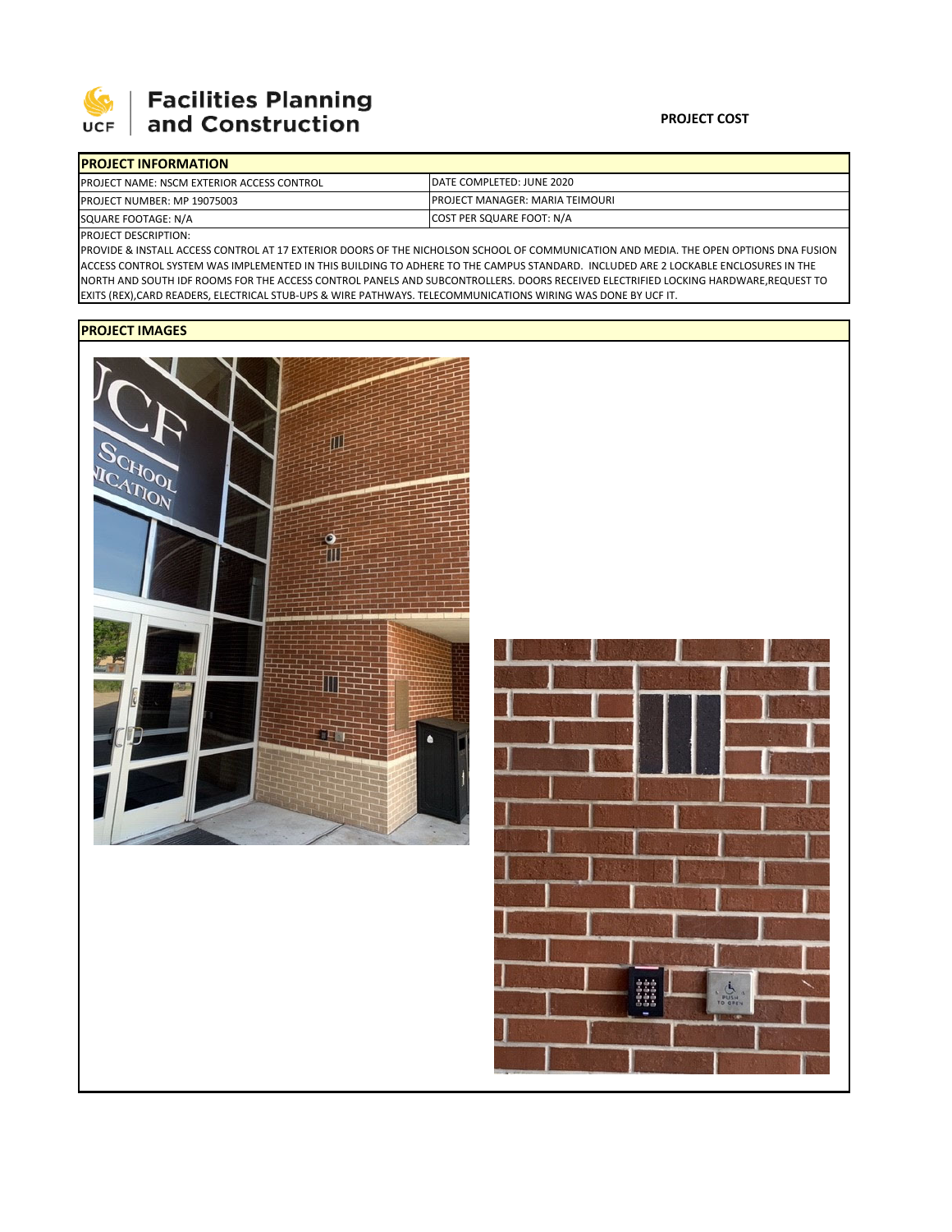UCF | Facilities Planning and Construction

**PROJECT COST**

## PROJECT INFORMATION

| PROJECT NAME: NSCM EXTERIOR ACCESS CONTROL | DATE COMPLETED: JUNE 2020 |
|---|---|
| PROJECT NUMBER: MP 19075003 | PROJECT MANAGER: MARIA TEIMOURI |
| SQUARE FOOTAGE: N/A | COST PER SQUARE FOOT: N/A |

PROJECT DESCRIPTION:

PROVIDE & INSTALL ACCESS CONTROL AT 17 EXTERIOR DOORS OF THE NICHOLSON SCHOOL OF COMMUNICATION AND MEDIA. THE OPEN OPTIONS DNA FUSION ACCESS CONTROL SYSTEM WAS IMPLEMENTED IN THIS BUILDING TO ADHERE TO THE CAMPUS STANDARD. INCLUDED ARE 2 LOCKABLE ENCLOSURES IN THE NORTH AND SOUTH IDF ROOMS FOR THE ACCESS CONTROL PANELS AND SUBCONTROLLERS. DOORS RECEIVED ELECTRIFIED LOCKING HARDWARE,REQUEST TO EXITS (REX),CARD READERS, ELECTRICAL STUB-UPS & WIRE PATHWAYS. TELECOMMUNICATIONS WIRING WAS DONE BY UCF IT.

## PROJECT IMAGES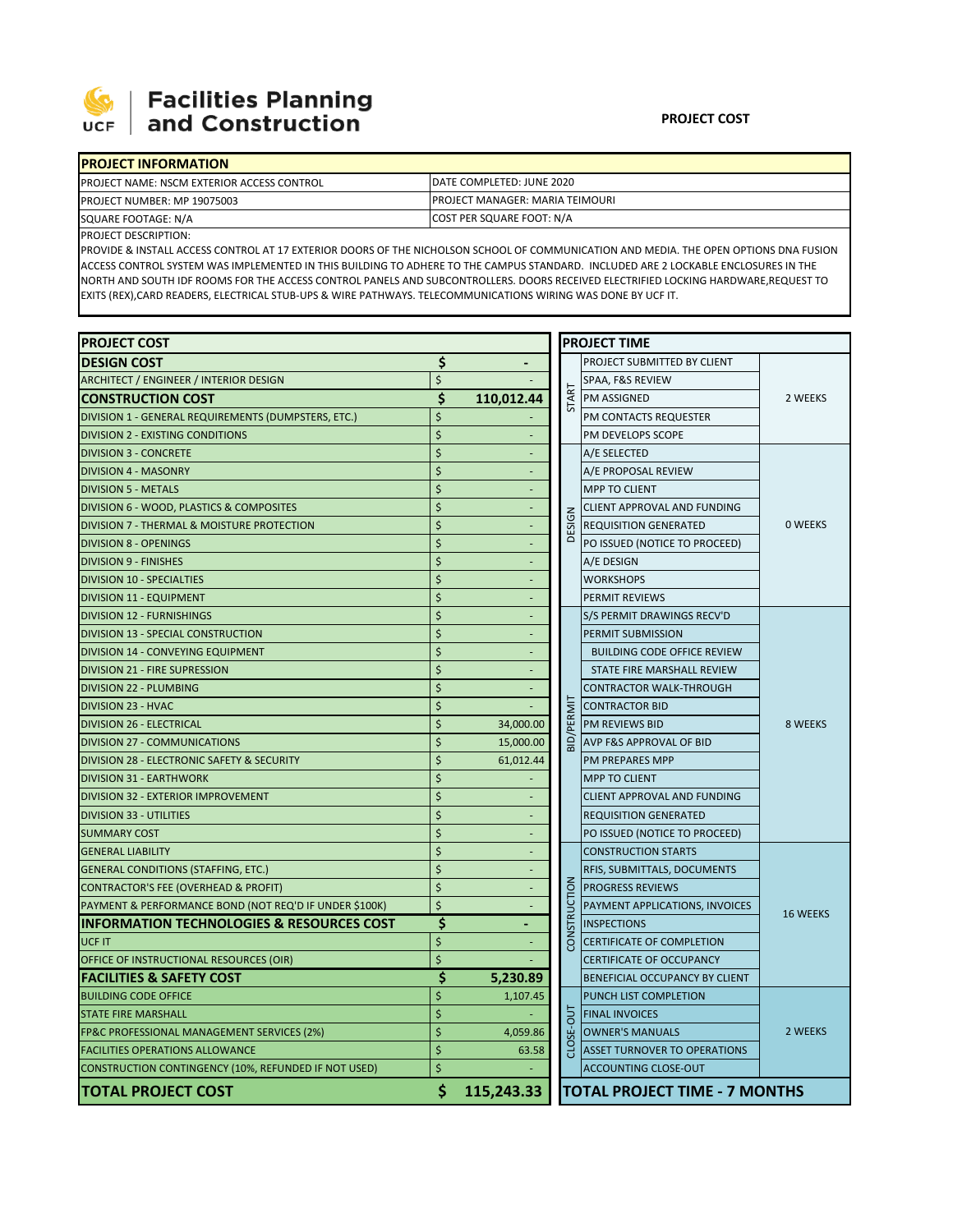**Facilities Planning and Construction**

**PROJECT COST**

| PROJECT INFORMATION | |
|---|---|
| PROJECT NAME: NSCM EXTERIOR ACCESS CONTROL | DATE COMPLETED: JUNE 2020 |
| PROJECT NUMBER: MP 19075003 | PROJECT MANAGER: MARIA TEIMOURI |
| SQUARE FOOTAGE: N/A | COST PER SQUARE FOOT: N/A |

PROJECT DESCRIPTION:
PROVIDE & INSTALL ACCESS CONTROL AT 17 EXTERIOR DOORS OF THE NICHOLSON SCHOOL OF COMMUNICATION AND MEDIA. THE OPEN OPTIONS DNA FUSION ACCESS CONTROL SYSTEM WAS IMPLEMENTED IN THIS BUILDING TO ADHERE TO THE CAMPUS STANDARD. INCLUDED ARE 2 LOCKABLE ENCLOSURES IN THE NORTH AND SOUTH IDF ROOMS FOR THE ACCESS CONTROL PANELS AND SUBCONTROLLERS. DOORS RECEIVED ELECTRIFIED LOCKING HARDWARE,REQUEST TO EXITS (REX),CARD READERS, ELECTRICAL STUB-UPS & WIRE PATHWAYS. TELECOMMUNICATIONS WIRING WAS DONE BY UCF IT.

| PROJECT COST | |
|---|---|
| **DESIGN COST** | **$ -** |
| ARCHITECT / ENGINEER / INTERIOR DESIGN | $ - |
| **CONSTRUCTION COST** | **$ 110,012.44** |
| DIVISION 1 - GENERAL REQUIREMENTS (DUMPSTERS, ETC.) | $ - |
| DIVISION 2 - EXISTING CONDITIONS | $ - |
| DIVISION 3 - CONCRETE | $ - |
| DIVISION 4 - MASONRY | $ - |
| DIVISION 5 - METALS | $ - |
| DIVISION 6 - WOOD, PLASTICS & COMPOSITES | $ - |
| DIVISION 7 - THERMAL & MOISTURE PROTECTION | $ - |
| DIVISION 8 - OPENINGS | $ - |
| DIVISION 9 - FINISHES | $ - |
| DIVISION 10 - SPECIALTIES | $ - |
| DIVISION 11 - EQUIPMENT | $ - |
| DIVISION 12 - FURNISHINGS | $ - |
| DIVISION 13 - SPECIAL CONSTRUCTION | $ - |
| DIVISION 14 - CONVEYING EQUIPMENT | $ - |
| DIVISION 21 - FIRE SUPRESSION | $ - |
| DIVISION 22 - PLUMBING | $ - |
| DIVISION 23 - HVAC | $ - |
| DIVISION 26 - ELECTRICAL | $ 34,000.00 |
| DIVISION 27 - COMMUNICATIONS | $ 15,000.00 |
| DIVISION 28 - ELECTRONIC SAFETY & SECURITY | $ 61,012.44 |
| DIVISION 31 - EARTHWORK | $ - |
| DIVISION 32 - EXTERIOR IMPROVEMENT | $ - |
| DIVISION 33 - UTILITIES | $ - |
| SUMMARY COST | $ - |
| GENERAL LIABILITY | $ - |
| GENERAL CONDITIONS (STAFFING, ETC.) | $ - |
| CONTRACTOR'S FEE (OVERHEAD & PROFIT) | $ - |
| PAYMENT & PERFORMANCE BOND (NOT REQ'D IF UNDER $100K) | $ - |
| **INFORMATION TECHNOLOGIES & RESOURCES COST** | **$ -** |
| UCF IT | $ - |
| OFFICE OF INSTRUCTIONAL RESOURCES (OIR) | $ - |
| **FACILITIES & SAFETY COST** | **$ 5,230.89** |
| BUILDING CODE OFFICE | $ 1,107.45 |
| STATE FIRE MARSHALL | $ - |
| FP&C PROFESSIONAL MANAGEMENT SERVICES (2%) | $ 4,059.86 |
| FACILITIES OPERATIONS ALLOWANCE | $ 63.58 |
| CONSTRUCTION CONTINGENCY (10%, REFUNDED IF NOT USED) | $ - |
| **TOTAL PROJECT COST** | **$ 115,243.33** |

| PROJECT TIME | | |
|---|---|---|
| START | PROJECT SUBMITTED BY CLIENT | 2 WEEKS |
| | SPAA, F&S REVIEW | |
| | PM ASSIGNED | |
| | PM CONTACTS REQUESTER | |
| | PM DEVELOPS SCOPE | |
| DESIGN | A/E SELECTED | 0 WEEKS |
| | A/E PROPOSAL REVIEW | |
| | MPP TO CLIENT | |
| | CLIENT APPROVAL AND FUNDING | |
| | REQUISITION GENERATED | |
| | PO ISSUED (NOTICE TO PROCEED) | |
| | A/E DESIGN | |
| | WORKSHOPS | |
| | PERMIT REVIEWS | |
| BID/PERMIT | S/S PERMIT DRAWINGS RECV'D | 8 WEEKS |
| | PERMIT SUBMISSION | |
| | BUILDING CODE OFFICE REVIEW | |
| | STATE FIRE MARSHALL REVIEW | |
| | CONTRACTOR WALK-THROUGH | |
| | CONTRACTOR BID | |
| | PM REVIEWS BID | |
| | AVP F&S APPROVAL OF BID | |
| | PM PREPARES MPP | |
| | MPP TO CLIENT | |
| | CLIENT APPROVAL AND FUNDING | |
| | REQUISITION GENERATED | |
| | PO ISSUED (NOTICE TO PROCEED) | |
| CONSTRUCTION | CONSTRUCTION STARTS | 16 WEEKS |
| | RFIS, SUBMITTALS, DOCUMENTS | |
| | PROGRESS REVIEWS | |
| | PAYMENT APPLICATIONS, INVOICES | |
| | INSPECTIONS | |
| | CERTIFICATE OF COMPLETION | |
| | CERTIFICATE OF OCCUPANCY | |
| | BENEFICIAL OCCUPANCY BY CLIENT | |
| CLOSE-OUT | PUNCH LIST COMPLETION | 2 WEEKS |
| | FINAL INVOICES | |
| | OWNER'S MANUALS | |
| | ASSET TURNOVER TO OPERATIONS | |
| | ACCOUNTING CLOSE-OUT | |
| **TOTAL PROJECT TIME - 7 MONTHS** | | |